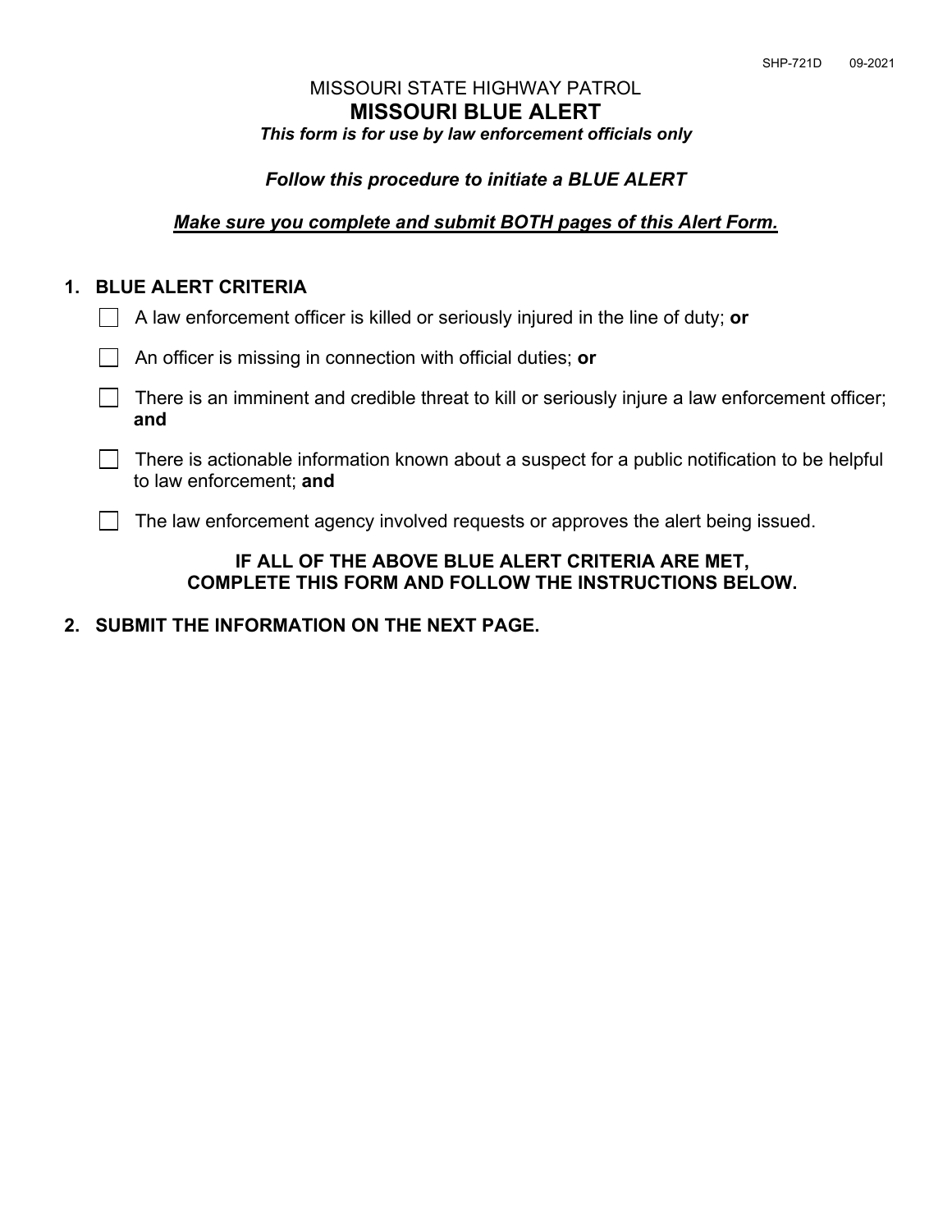SHP-721D 09-2021

MISSOURI STATE HIGHWAY PATROL

# MISSOURI BLUE ALERT

***This form is for use by law enforcement officials only***

***Follow this procedure to initiate a BLUE ALERT***

***<u>Make sure you complete and submit BOTH pages of this Alert Form.</u>***

## 1. BLUE ALERT CRITERIA

- ☐ A law enforcement officer is killed or seriously injured in the line of duty; **or**
- ☐ An officer is missing in connection with official duties; **or**
- ☐ There is an imminent and credible threat to kill or seriously injure a law enforcement officer; **and**
- ☐ There is actionable information known about a suspect for a public notification to be helpful to law enforcement; **and**
- ☐ The law enforcement agency involved requests or approves the alert being issued.

**IF ALL OF THE ABOVE BLUE ALERT CRITERIA ARE MET, COMPLETE THIS FORM AND FOLLOW THE INSTRUCTIONS BELOW.**

## 2. SUBMIT THE INFORMATION ON THE NEXT PAGE.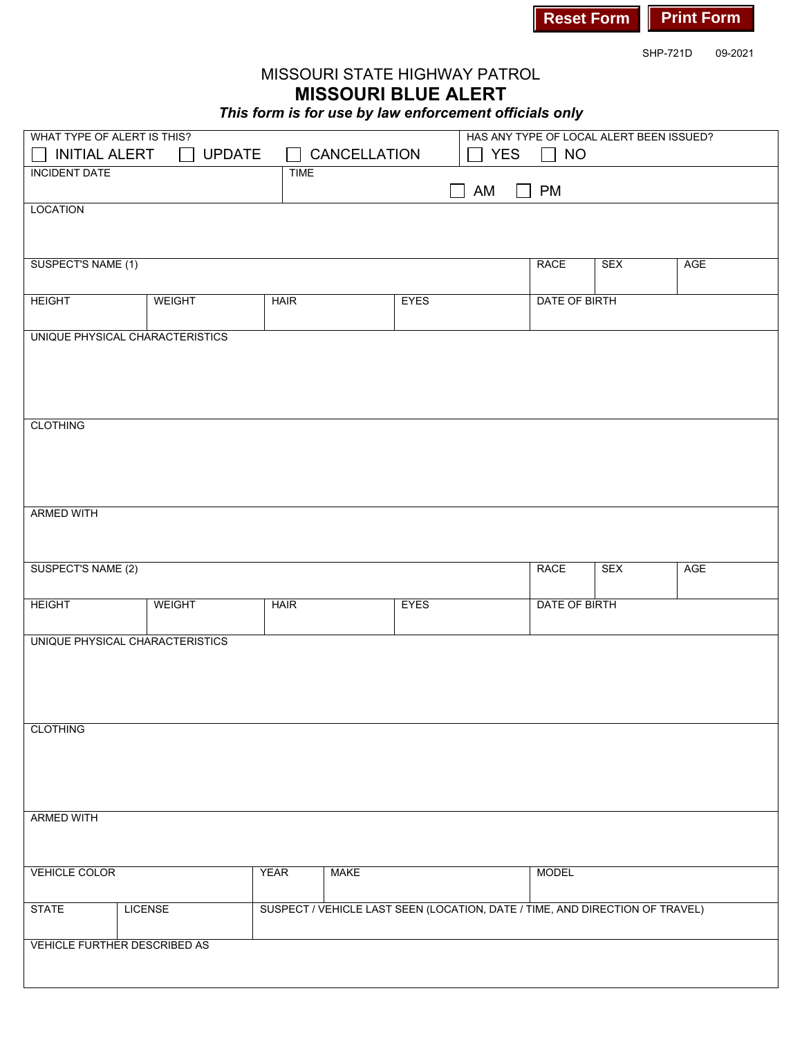Reset Form | Print Form

SHP-721D 09-2021

# MISSOURI STATE HIGHWAY PATROL

## MISSOURI BLUE ALERT

***This form is for use by law enforcement officials only***

| WHAT TYPE OF ALERT IS THIS? ☐ INITIAL ALERT ☐ UPDATE ☐ CANCELLATION | HAS ANY TYPE OF LOCAL ALERT BEEN ISSUED? ☐ YES ☐ NO |
|---|---|
| INCIDENT DATE | TIME ☐ AM ☐ PM |

LOCATION

| SUSPECT'S NAME (1) | | | | RACE | SEX | AGE |
|---|---|---|---|---|---|---|
| HEIGHT | WEIGHT | HAIR | EYES | DATE OF BIRTH | | |

UNIQUE PHYSICAL CHARACTERISTICS

CLOTHING

ARMED WITH

| SUSPECT'S NAME (2) | | | | RACE | SEX | AGE |
|---|---|---|---|---|---|---|
| HEIGHT | WEIGHT | HAIR | EYES | DATE OF BIRTH | | |

UNIQUE PHYSICAL CHARACTERISTICS

CLOTHING

ARMED WITH

| VEHICLE COLOR | | YEAR | MAKE | MODEL |
|---|---|---|---|---|
| STATE | LICENSE | SUSPECT / VEHICLE LAST SEEN (LOCATION, DATE / TIME, AND DIRECTION OF TRAVEL) | | |

VEHICLE FURTHER DESCRIBED AS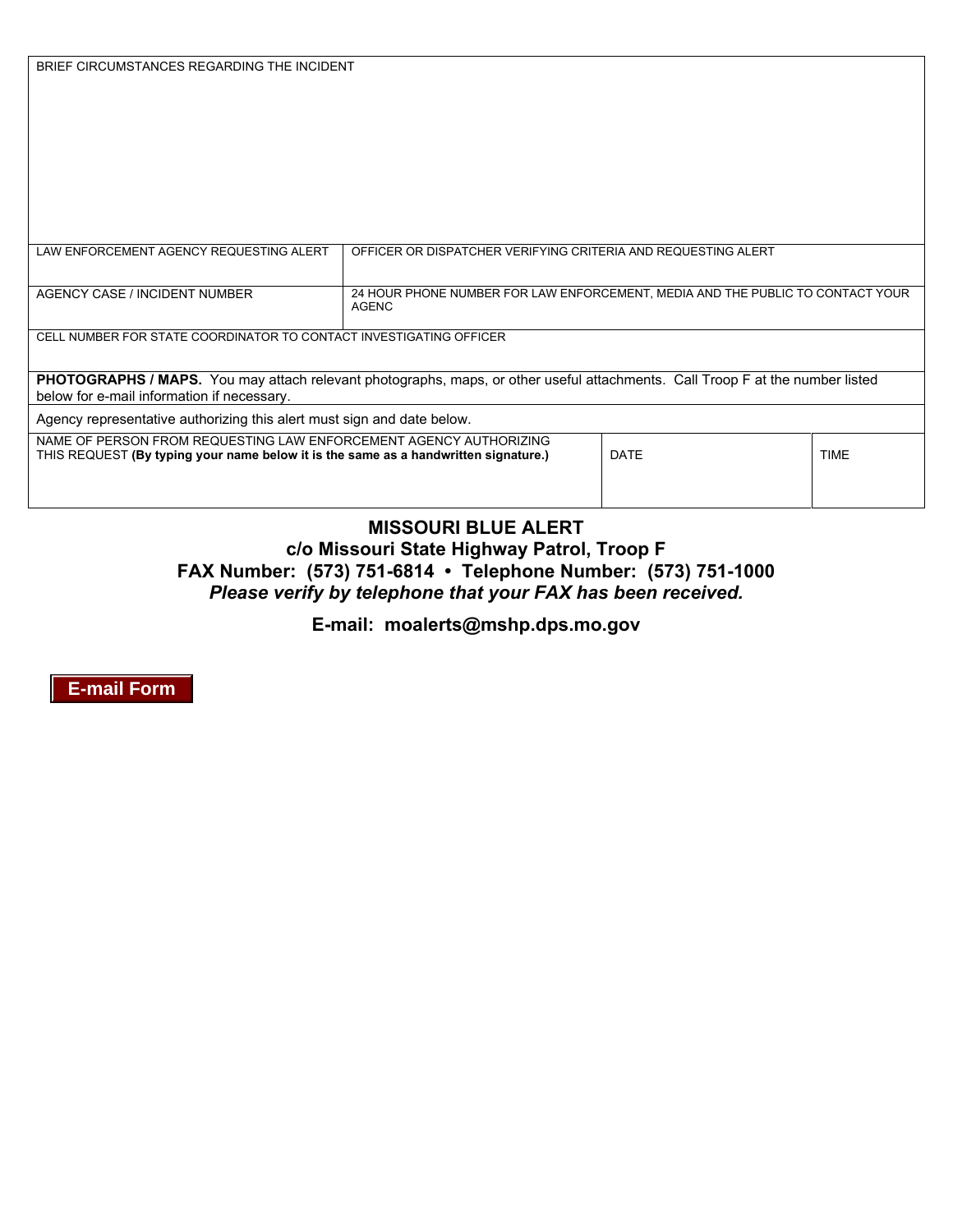| BRIEF CIRCUMSTANCES REGARDING THE INCIDENT | |
|---|---|
| | |
| LAW ENFORCEMENT AGENCY REQUESTING ALERT | OFFICER OR DISPATCHER VERIFYING CRITERIA AND REQUESTING ALERT |
| AGENCY CASE / INCIDENT NUMBER | 24 HOUR PHONE NUMBER FOR LAW ENFORCEMENT, MEDIA AND THE PUBLIC TO CONTACT YOUR AGENC |
| CELL NUMBER FOR STATE COORDINATOR TO CONTACT INVESTIGATING OFFICER | |

**PHOTOGRAPHS / MAPS.** You may attach relevant photographs, maps, or other useful attachments. Call Troop F at the number listed below for e-mail information if necessary.

Agency representative authorizing this alert must sign and date below.

| NAME OF PERSON FROM REQUESTING LAW ENFORCEMENT AGENCY AUTHORIZING THIS REQUEST **(By typing your name below it is the same as a handwritten signature.)** | DATE | TIME |
|---|---|---|
| | | |

**MISSOURI BLUE ALERT**
**c/o Missouri State Highway Patrol, Troop F**
**FAX Number: (573) 751-6814 • Telephone Number: (573) 751-1000**
***Please verify by telephone that your FAX has been received.***

**E-mail: moalerts@mshp.dps.mo.gov**

E-mail Form